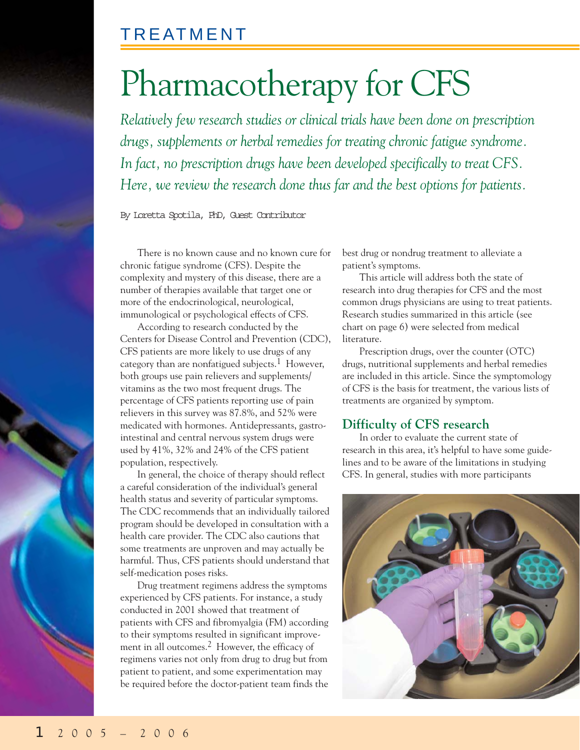TREATMENT

# Pharmacotherapy for CFS

*Relatively few research studies or clinical trials have been done on prescription drugs, supplements or herbal remedies for treating chronic fatigue syndrome. In fact, no prescription drugs have been developed specifically to treat CFS. Here, we review the research done thus far and the best options for patients.*

By Loretta Spotila, PhD, Guest Contributor

There is no known cause and no known cure for chronic fatigue syndrome (CFS). Despite the complexity and mystery of this disease, there are a number of therapies available that target one or more of the endocrinological, neurological, immunological or psychological effects of CFS.

According to research conducted by the Centers for Disease Control and Prevention (CDC), CFS patients are more likely to use drugs of any category than are nonfatigued subjects.[1] However, both groups use pain relievers and supplements/vitamins as the two most frequent drugs. The percentage of CFS patients reporting use of pain relievers in this survey was 87.8%, and 52% were medicated with hormones. Antidepressants, gastrointestinal and central nervous system drugs were used by 41%, 32% and 24% of the CFS patient population, respectively.

In general, the choice of therapy should reflect a careful consideration of the individual's general health status and severity of particular symptoms. The CDC recommends that an individually tailored program should be developed in consultation with a health care provider. The CDC also cautions that some treatments are unproven and may actually be harmful. Thus, CFS patients should understand that self-medication poses risks.

Drug treatment regimens address the symptoms experienced by CFS patients. For instance, a study conducted in 2001 showed that treatment of patients with CFS and fibromyalgia (FM) according to their symptoms resulted in significant improvement in all outcomes.[2] However, the efficacy of regimens varies not only from drug to drug but from patient to patient, and some experimentation may be required before the doctor-patient team finds the best drug or nondrug treatment to alleviate a patient's symptoms.

This article will address both the state of research into drug therapies for CFS and the most common drugs physicians are using to treat patients. Research studies summarized in this article (see chart on page 6) were selected from medical literature.

Prescription drugs, over the counter (OTC) drugs, nutritional supplements and herbal remedies are included in this article. Since the symptomology of CFS is the basis for treatment, the various lists of treatments are organized by symptom.

## Difficulty of CFS research

In order to evaluate the current state of research in this area, it's helpful to have some guidelines and to be aware of the limitations in studying CFS. In general, studies with more participants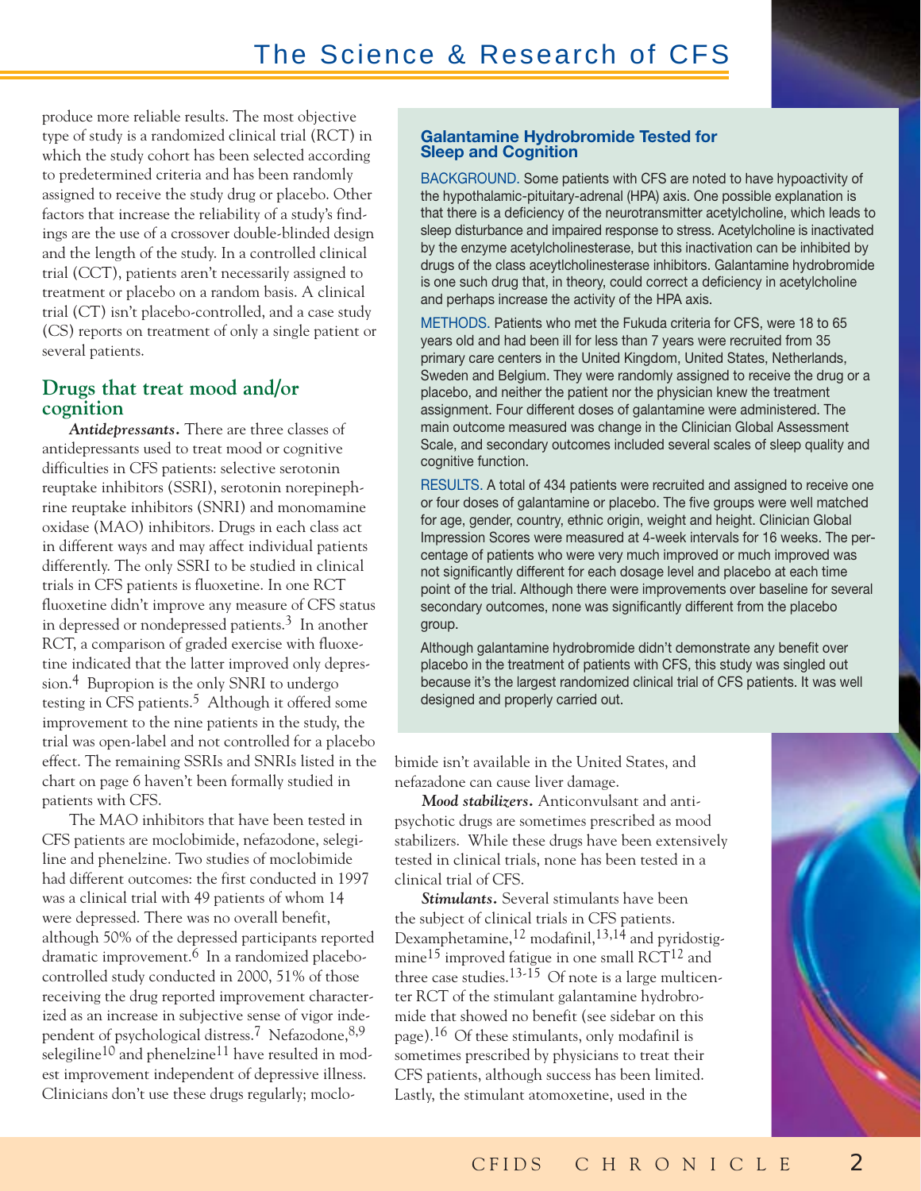produce more reliable results. The most objective type of study is a randomized clinical trial (RCT) in which the study cohort has been selected according to predetermined criteria and has been randomly assigned to receive the study drug or placebo. Other factors that increase the reliability of a study's findings are the use of a crossover double-blinded design and the length of the study. In a controlled clinical trial (CCT), patients aren't necessarily assigned to treatment or placebo on a random basis. A clinical trial (CT) isn't placebo-controlled, and a case study (CS) reports on treatment of only a single patient or several patients.

## Drugs that treat mood and/or cognition

***Antidepressants.*** There are three classes of antidepressants used to treat mood or cognitive difficulties in CFS patients: selective serotonin reuptake inhibitors (SSRI), serotonin norepinephrine reuptake inhibitors (SNRI) and monomamine oxidase (MAO) inhibitors. Drugs in each class act in different ways and may affect individual patients differently. The only SSRI to be studied in clinical trials in CFS patients is fluoxetine. In one RCT fluoxetine didn't improve any measure of CFS status in depressed or nondepressed patients.[3] In another RCT, a comparison of graded exercise with fluoxetine indicated that the latter improved only depression.[4] Bupropion is the only SNRI to undergo testing in CFS patients.[5] Although it offered some improvement to the nine patients in the study, the trial was open-label and not controlled for a placebo effect. The remaining SSRIs and SNRIs listed in the chart on page 6 haven't been formally studied in patients with CFS.

The MAO inhibitors that have been tested in CFS patients are moclobimide, nefazodone, selegiline and phenelzine. Two studies of moclobimide had different outcomes: the first conducted in 1997 was a clinical trial with 49 patients of whom 14 were depressed. There was no overall benefit, although 50% of the depressed participants reported dramatic improvement.[6] In a randomized placebo-controlled study conducted in 2000, 51% of those receiving the drug reported improvement characterized as an increase in subjective sense of vigor independent of psychological distress.[7] Nefazodone,[8,9] selegiline[10] and phenelzine[11] have resulted in modest improvement independent of depressive illness. Clinicians don't use these drugs regularly; moclobimide isn't available in the United States, and nefazadone can cause liver damage.

***Mood stabilizers.*** Anticonvulsant and antipsychotic drugs are sometimes prescribed as mood stabilizers. While these drugs have been extensively tested in clinical trials, none has been tested in a clinical trial of CFS.

***Stimulants.*** Several stimulants have been the subject of clinical trials in CFS patients. Dexamphetamine,[12] modafinil,[13,14] and pyridostigmine[15] improved fatigue in one small RCT[12] and three case studies.[13-15] Of note is a large multicenter RCT of the stimulant galantamine hydrobromide that showed no benefit (see sidebar on this page).[16] Of these stimulants, only modafinil is sometimes prescribed by physicians to treat their CFS patients, although success has been limited. Lastly, the stimulant atomoxetine, used in the

### Galantamine Hydrobromide Tested for Sleep and Cognition

BACKGROUND. Some patients with CFS are noted to have hypoactivity of the hypothalamic-pituitary-adrenal (HPA) axis. One possible explanation is that there is a deficiency of the neurotransmitter acetylcholine, which leads to sleep disturbance and impaired response to stress. Acetylcholine is inactivated by the enzyme acetylcholinesterase, but this inactivation can be inhibited by drugs of the class aceytlcholinesterase inhibitors. Galantamine hydrobromide is one such drug that, in theory, could correct a deficiency in acetylcholine and perhaps increase the activity of the HPA axis.

METHODS. Patients who met the Fukuda criteria for CFS, were 18 to 65 years old and had been ill for less than 7 years were recruited from 35 primary care centers in the United Kingdom, United States, Netherlands, Sweden and Belgium. They were randomly assigned to receive the drug or a placebo, and neither the patient nor the physician knew the treatment assignment. Four different doses of galantamine were administered. The main outcome measured was change in the Clinician Global Assessment Scale, and secondary outcomes included several scales of sleep quality and cognitive function.

RESULTS. A total of 434 patients were recruited and assigned to receive one or four doses of galantamine or placebo. The five groups were well matched for age, gender, country, ethnic origin, weight and height. Clinician Global Impression Scores were measured at 4-week intervals for 16 weeks. The percentage of patients who were very much improved or much improved was not significantly different for each dosage level and placebo at each time point of the trial. Although there were improvements over baseline for several secondary outcomes, none was significantly different from the placebo group.

Although galantamine hydrobromide didn't demonstrate any benefit over placebo in the treatment of patients with CFS, this study was singled out because it's the largest randomized clinical trial of CFS patients. It was well designed and properly carried out.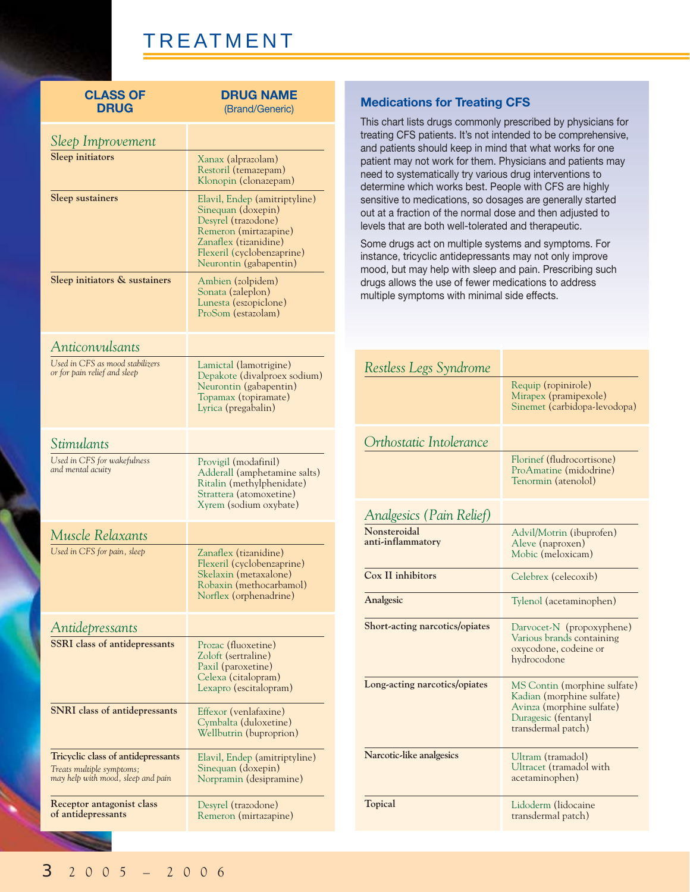# TREATMENT

## Medications for Treating CFS

This chart lists drugs commonly prescribed by physicians for treating CFS patients. It's not intended to be comprehensive, and patients should keep in mind that what works for one patient may not work for them. Physicians and patients may need to systematically try various drug interventions to determine which works best. People with CFS are highly sensitive to medications, so dosages are generally started out at a fraction of the normal dose and then adjusted to levels that are both well-tolerated and therapeutic.

Some drugs act on multiple systems and symptoms. For instance, tricyclic antidepressants may not only improve mood, but may help with sleep and pain. Prescribing such drugs allows the use of fewer medications to address multiple symptoms with minimal side effects.

| CLASS OF DRUG | DRUG NAME (Brand/Generic) |
|---|---|
| ***Sleep Improvement*** | |
| **Sleep initiators** | Xanax (alprazolam)<br>Restoril (temazepam)<br>Klonopin (clonazepam) |
| **Sleep sustainers** | Elavil, Endep (amitriptyline)<br>Sinequan (doxepin)<br>Desyrel (trazodone)<br>Remeron (mirtazapine)<br>Zanaflex (tizanidine)<br>Flexeril (cyclobenzaprine)<br>Neurontin (gabapentin) |
| **Sleep initiators & sustainers** | Ambien (zolpidem)<br>Sonata (zaleplon)<br>Lunesta (eszopiclone)<br>ProSom (estazolam) |
| ***Anticonvulsants*** | |
| *Used in CFS as mood stabilizers or for pain relief and sleep* | Lamictal (lamotrigine)<br>Depakote (divalproex sodium)<br>Neurontin (gabapentin)<br>Topamax (topiramate)<br>Lyrica (pregabalin) |
| ***Stimulants*** | |
| *Used in CFS for wakefulness and mental acuity* | Provigil (modafinil)<br>Adderall (amphetamine salts)<br>Ritalin (methylphenidate)<br>Strattera (atomoxetine)<br>Xyrem (sodium oxybate) |
| ***Muscle Relaxants*** | |
| *Used in CFS for pain, sleep* | Zanaflex (tizanidine)<br>Flexeril (cyclobenzaprine)<br>Skelaxin (metaxalone)<br>Robaxin (methocarbamol)<br>Norflex (orphenadrine) |
| ***Antidepressants*** | |
| **SSRI class of antidepressants** | Prozac (fluoxetine)<br>Zoloft (sertraline)<br>Paxil (paroxetine)<br>Celexa (citalopram)<br>Lexapro (escitalopram) |
| **SNRI class of antidepressants** | Effexor (venlafaxine)<br>Cymbalta (duloxetine)<br>Wellbutrin (buproprion) |
| **Tricyclic class of antidepressants**<br>*Treats multiple symptoms; may help with mood, sleep and pain* | Elavil, Endep (amitriptyline)<br>Sinequan (doxepin)<br>Norpramin (desipramine) |
| **Receptor antagonist class of antidepressants** | Desyrel (trazodone)<br>Remeron (mirtazapine) |
| ***Restless Legs Syndrome*** | |
| | Requip (ropinirole)<br>Mirapex (pramipexole)<br>Sinemet (carbidopa-levodopa) |
| ***Orthostatic Intolerance*** | |
| | Florinef (fludrocortisone)<br>ProAmatine (midodrine)<br>Tenormin (atenolol) |
| ***Analgesics (Pain Relief)*** | |
| **Nonsteroidal anti-inflammatory** | Advil/Motrin (ibuprofen)<br>Aleve (naproxen)<br>Mobic (meloxicam) |
| **Cox II inhibitors** | Celebrex (celecoxib) |
| **Analgesic** | Tylenol (acetaminophen) |
| **Short-acting narcotics/opiates** | Darvocet-N (propoxyphene)<br>Various brands containing oxycodone, codeine or hydrocodone |
| **Long-acting narcotics/opiates** | MS Contin (morphine sulfate)<br>Kadian (morphine sulfate)<br>Avinza (morphine sulfate)<br>Duragesic (fentanyl transdermal patch) |
| **Narcotic-like analgesics** | Ultram (tramadol)<br>Ultracet (tramadol with acetaminophen) |
| **Topical** | Lidoderm (lidocaine transdermal patch) |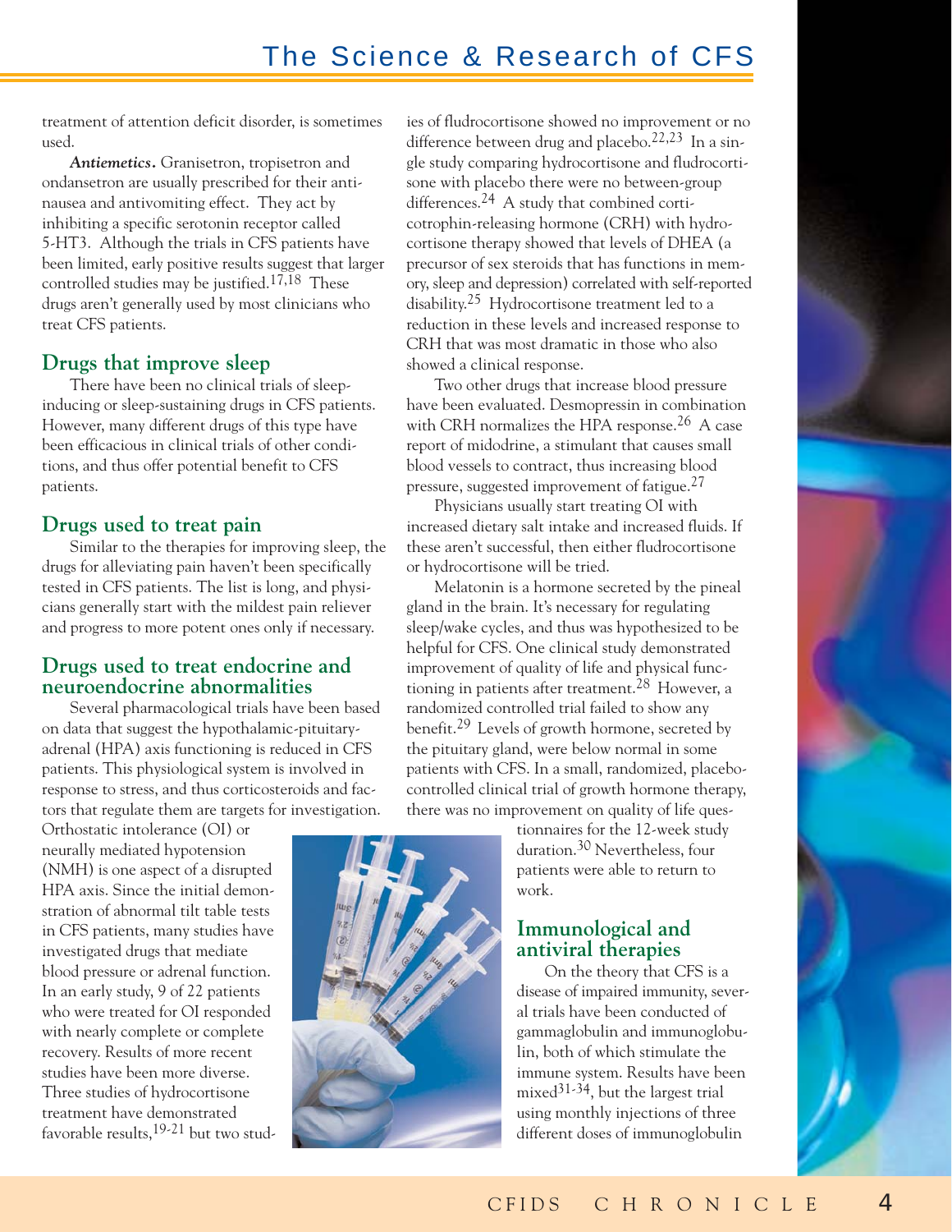treatment of attention deficit disorder, is sometimes used.

***Antiemetics.*** Granisetron, tropisetron and ondansetron are usually prescribed for their anti-nausea and antivomiting effect. They act by inhibiting a specific serotonin receptor called 5-HT3. Although the trials in CFS patients have been limited, early positive results suggest that larger controlled studies may be justified.[17,18] These drugs aren't generally used by most clinicians who treat CFS patients.

## Drugs that improve sleep

There have been no clinical trials of sleep-inducing or sleep-sustaining drugs in CFS patients. However, many different drugs of this type have been efficacious in clinical trials of other conditions, and thus offer potential benefit to CFS patients.

## Drugs used to treat pain

Similar to the therapies for improving sleep, the drugs for alleviating pain haven't been specifically tested in CFS patients. The list is long, and physicians generally start with the mildest pain reliever and progress to more potent ones only if necessary.

## Drugs used to treat endocrine and neuroendocrine abnormalities

Several pharmacological trials have been based on data that suggest the hypothalamic-pituitary-adrenal (HPA) axis functioning is reduced in CFS patients. This physiological system is involved in response to stress, and thus corticosteroids and factors that regulate them are targets for investigation. Orthostatic intolerance (OI) or neurally mediated hypotension (NMH) is one aspect of a disrupted HPA axis. Since the initial demonstration of abnormal tilt table tests in CFS patients, many studies have investigated drugs that mediate blood pressure or adrenal function. In an early study, 9 of 22 patients who were treated for OI responded with nearly complete or complete recovery. Results of more recent studies have been more diverse. Three studies of hydrocortisone treatment have demonstrated favorable results,[19-21] but two studies of fludrocortisone showed no improvement or no difference between drug and placebo.[22,23] In a single study comparing hydrocortisone and fludrocortisone with placebo there were no between-group differences.[24] A study that combined corticotrophin-releasing hormone (CRH) with hydrocortisone therapy showed that levels of DHEA (a precursor of sex steroids that has functions in memory, sleep and depression) correlated with self-reported disability.[25] Hydrocortisone treatment led to a reduction in these levels and increased response to CRH that was most dramatic in those who also showed a clinical response.

Two other drugs that increase blood pressure have been evaluated. Desmopressin in combination with CRH normalizes the HPA response.[26] A case report of midodrine, a stimulant that causes small blood vessels to contract, thus increasing blood pressure, suggested improvement of fatigue.[27]

Physicians usually start treating OI with increased dietary salt intake and increased fluids. If these aren't successful, then either fludrocortisone or hydrocortisone will be tried.

Melatonin is a hormone secreted by the pineal gland in the brain. It's necessary for regulating sleep/wake cycles, and thus was hypothesized to be helpful for CFS. One clinical study demonstrated improvement of quality of life and physical functioning in patients after treatment.[28] However, a randomized controlled trial failed to show any benefit.[29] Levels of growth hormone, secreted by the pituitary gland, were below normal in some patients with CFS. In a small, randomized, placebo-controlled clinical trial of growth hormone therapy, there was no improvement on quality of life questionnaires for the 12-week study duration.[30] Nevertheless, four patients were able to return to work.

## Immunological and antiviral therapies

On the theory that CFS is a disease of impaired immunity, several trials have been conducted of gammaglobulin and immunoglobulin, both of which stimulate the immune system. Results have been mixed[31-34], but the largest trial using monthly injections of three different doses of immunoglobulin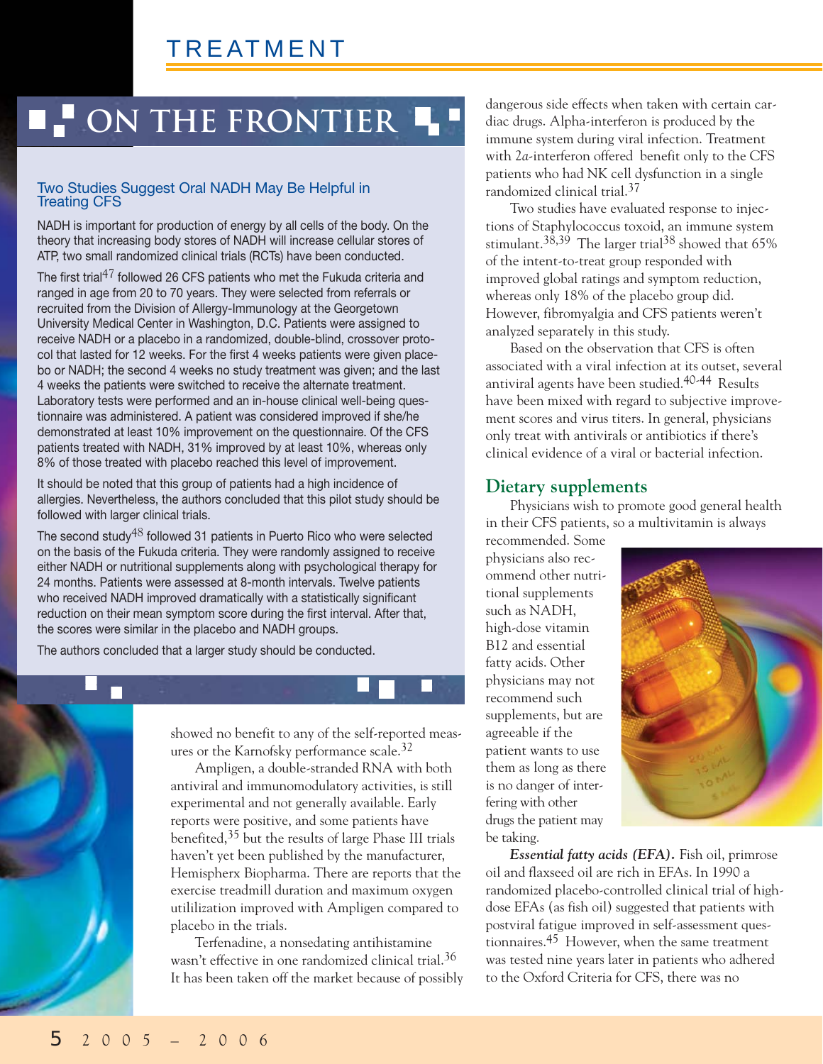## ON THE FRONTIER

### Two Studies Suggest Oral NADH May Be Helpful in Treating CFS

NADH is important for production of energy by all cells of the body. On the theory that increasing body stores of NADH will increase cellular stores of ATP, two small randomized clinical trials (RCTs) have been conducted.

The first trial[47] followed 26 CFS patients who met the Fukuda criteria and ranged in age from 20 to 70 years. They were selected from referrals or recruited from the Division of Allergy-Immunology at the Georgetown University Medical Center in Washington, D.C. Patients were assigned to receive NADH or a placebo in a randomized, double-blind, crossover protocol that lasted for 12 weeks. For the first 4 weeks patients were given placebo or NADH; the second 4 weeks no study treatment was given; and the last 4 weeks the patients were switched to receive the alternate treatment. Laboratory tests were performed and an in-house clinical well-being questionnaire was administered. A patient was considered improved if she/he demonstrated at least 10% improvement on the questionnaire. Of the CFS patients treated with NADH, 31% improved by at least 10%, whereas only 8% of those treated with placebo reached this level of improvement.

It should be noted that this group of patients had a high incidence of allergies. Nevertheless, the authors concluded that this pilot study should be followed with larger clinical trials.

The second study[48] followed 31 patients in Puerto Rico who were selected on the basis of the Fukuda criteria. They were randomly assigned to receive either NADH or nutritional supplements along with psychological therapy for 24 months. Patients were assessed at 8-month intervals. Twelve patients who received NADH improved dramatically with a statistically significant reduction on their mean symptom score during the first interval. After that, the scores were similar in the placebo and NADH groups.

The authors concluded that a larger study should be conducted.

---

showed no benefit to any of the self-reported measures or the Karnofsky performance scale.[32]

Ampligen, a double-stranded RNA with both antiviral and immunomodulatory activities, is still experimental and not generally available. Early reports were positive, and some patients have benefited,[35] but the results of large Phase III trials haven't yet been published by the manufacturer, Hemispherx Biopharma. There are reports that the exercise treadmill duration and maximum oxygen utililization improved with Ampligen compared to placebo in the trials.

Terfenadine, a nonsedating antihistamine wasn't effective in one randomized clinical trial.[36] It has been taken off the market because of possibly dangerous side effects when taken with certain cardiac drugs. Alpha-interferon is produced by the immune system during viral infection. Treatment with 2*a*-interferon offered benefit only to the CFS patients who had NK cell dysfunction in a single randomized clinical trial.[37]

Two studies have evaluated response to injections of Staphylococcus toxoid, an immune system stimulant.[38,39] The larger trial[38] showed that 65% of the intent-to-treat group responded with improved global ratings and symptom reduction, whereas only 18% of the placebo group did. However, fibromyalgia and CFS patients weren't analyzed separately in this study.

Based on the observation that CFS is often associated with a viral infection at its outset, several antiviral agents have been studied.[40-44] Results have been mixed with regard to subjective improvement scores and virus titers. In general, physicians only treat with antivirals or antibiotics if there's clinical evidence of a viral or bacterial infection.

## Dietary supplements

Physicians wish to promote good general health in their CFS patients, so a multivitamin is always recommended. Some physicians also recommend other nutritional supplements such as NADH, high-dose vitamin B12 and essential fatty acids. Other physicians may not recommend such supplements, but are agreeable if the patient wants to use them as long as there is no danger of interfering with other drugs the patient may be taking.

***Essential fatty acids (EFA).*** Fish oil, primrose oil and flaxseed oil are rich in EFAs. In 1990 a randomized placebo-controlled clinical trial of high-dose EFAs (as fish oil) suggested that patients with postviral fatigue improved in self-assessment questionnaires.[45] However, when the same treatment was tested nine years later in patients who adhered to the Oxford Criteria for CFS, there was no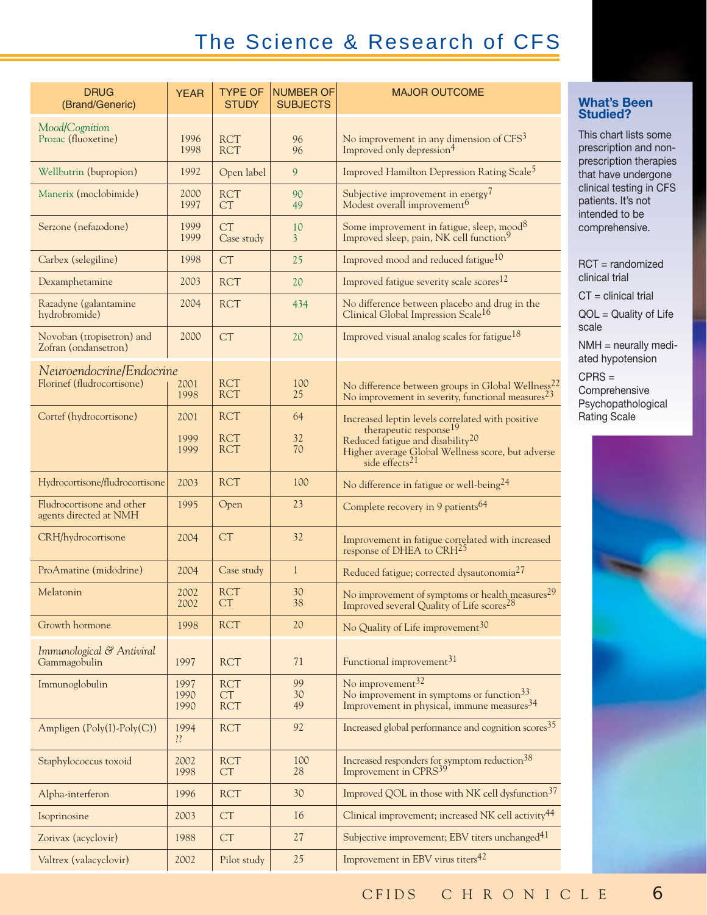## The Science & Research of CFS

| DRUG (Brand/Generic) | YEAR | TYPE OF STUDY | NUMBER OF SUBJECTS | MAJOR OUTCOME |
|---|---|---|---|---|
| *Mood/Cognition* | | | | |
| Prozac (fluoxetine) | 1996<br>1998 | RCT<br>RCT | 96<br>96 | No improvement in any dimension of CFS[3]<br>Improved only depression[4] |
| Wellbutrin (bupropion) | 1992 | Open label | 9 | Improved Hamilton Depression Rating Scale[5] |
| Manerix (moclobimide) | 2000<br>1997 | RCT<br>CT | 90<br>49 | Subjective improvement in energy[7]<br>Modest overall improvement[6] |
| Serzone (nefazodone) | 1999<br>1999 | CT<br>Case study | 10<br>3 | Some improvement in fatigue, sleep, mood[8]<br>Improved sleep, pain, NK cell function[9] |
| Carbex (selegiline) | 1998 | CT | 25 | Improved mood and reduced fatigue[10] |
| Dexamphetamine | 2003 | RCT | 20 | Improved fatigue severity scale scores[12] |
| Razadyne (galantamine hydrobromide) | 2004 | RCT | 434 | No difference between placebo and drug in the Clinical Global Impression Scale[16] |
| Novoban (tropisetron) and Zofran (ondansetron) | 2000 | CT | 20 | Improved visual analog scales for fatigue[18] |
| *Neuroendocrine/Endocrine* | | | | |
| Florinef (fludrocortisone) | 2001<br>1998 | RCT<br>RCT | 100<br>25 | No difference between groups in Global Wellness[22]<br>No improvement in severity, functional measures[23] |
| Cortef (hydrocortisone) | 2001<br>1999<br>1999 | RCT<br>RCT<br>RCT | 64<br>32<br>70 | Increased leptin levels correlated with positive therapeutic response[19]<br>Reduced fatigue and disability[20]<br>Higher average Global Wellness score, but adverse side effects[21] |
| Hydrocortisone/fludrocortisone | 2003 | RCT | 100 | No difference in fatigue or well-being[24] |
| Fludrocortisone and other agents directed at NMH | 1995 | Open | 23 | Complete recovery in 9 patients[64] |
| CRH/hydrocortisone | 2004 | CT | 32 | Improvement in fatigue correlated with increased response of DHEA to CRH[25] |
| ProAmatine (midodrine) | 2004 | Case study | 1 | Reduced fatigue; corrected dysautonomia[27] |
| Melatonin | 2002<br>2002 | RCT<br>CT | 30<br>38 | No improvement of symptoms or health measures[29]<br>Improved several Quality of Life scores[28] |
| Growth hormone | 1998 | RCT | 20 | No Quality of Life improvement[30] |
| *Immunological & Antiviral* | | | | |
| Gammagobulin | 1997 | RCT | 71 | Functional improvement[31] |
| Immunoglobulin | 1997<br>1990<br>1990 | RCT<br>CT<br>RCT | 99<br>30<br>49 | No improvement[32]<br>No improvement in symptoms or function[33]<br>Improvement in physical, immune measures[34] |
| Ampligen (Poly(I)-Poly(C)) | 1994<br>?? | RCT | 92 | Increased global performance and cognition scores[35] |
| Staphylococcus toxoid | 2002<br>1998 | RCT<br>CT | 100<br>28 | Increased responders for symptom reduction[38]<br>Improvement in CPRS[39] |
| Alpha-interferon | 1996 | RCT | 30 | Improved QOL in those with NK cell dysfunction[37] |
| Isoprinosine | 2003 | CT | 16 | Clinical improvement; increased NK cell activity[44] |
| Zorivax (acyclovir) | 1988 | CT | 27 | Subjective improvement; EBV titers unchanged[41] |
| Valtrex (valacyclovir) | 2002 | Pilot study | 25 | Improvement in EBV virus titers[42] |

### What's Been Studied?

This chart lists some prescription and non-prescription therapies that have undergone clinical testing in CFS patients. It's not intended to be comprehensive.

RCT = randomized clinical trial

CT = clinical trial

QOL = Quality of Life scale

NMH = neurally mediated hypotension

CPRS = Comprehensive Psychopathological Rating Scale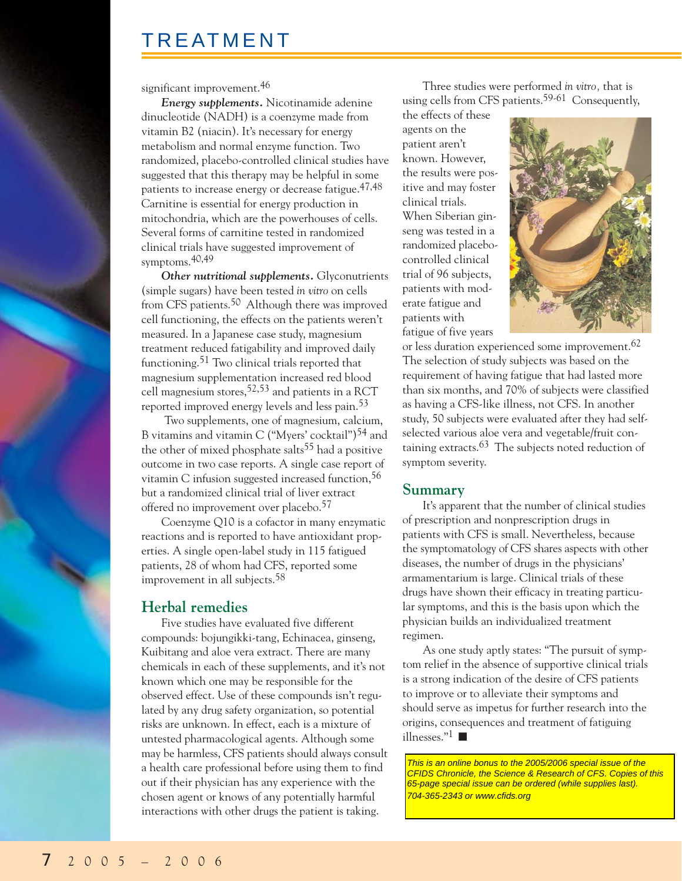significant improvement.[46]

***Energy supplements.*** Nicotinamide adenine dinucleotide (NADH) is a coenzyme made from vitamin B2 (niacin). It's necessary for energy metabolism and normal enzyme function. Two randomized, placebo-controlled clinical studies have suggested that this therapy may be helpful in some patients to increase energy or decrease fatigue.[47,48] Carnitine is essential for energy production in mitochondria, which are the powerhouses of cells. Several forms of carnitine tested in randomized clinical trials have suggested improvement of symptoms.[40,49]

***Other nutritional supplements.*** Glyconutrients (simple sugars) have been tested *in vitro* on cells from CFS patients.[50] Although there was improved cell functioning, the effects on the patients weren't measured. In a Japanese case study, magnesium treatment reduced fatigability and improved daily functioning.[51] Two clinical trials reported that magnesium supplementation increased red blood cell magnesium stores,[52,53] and patients in a RCT reported improved energy levels and less pain.[53]

Two supplements, one of magnesium, calcium, B vitamins and vitamin C ("Myers' cocktail")[54] and the other of mixed phosphate salts[55] had a positive outcome in two case reports. A single case report of vitamin C infusion suggested increased function,[56] but a randomized clinical trial of liver extract offered no improvement over placebo.[57]

Coenzyme Q10 is a cofactor in many enzymatic reactions and is reported to have antioxidant properties. A single open-label study in 115 fatigued patients, 28 of whom had CFS, reported some improvement in all subjects.[58]

## Herbal remedies

Five studies have evaluated five different compounds: bojungikki-tang, Echinacea, ginseng, Kuibitang and aloe vera extract. There are many chemicals in each of these supplements, and it's not known which one may be responsible for the observed effect. Use of these compounds isn't regulated by any drug safety organization, so potential risks are unknown. In effect, each is a mixture of untested pharmacological agents. Although some may be harmless, CFS patients should always consult a health care professional before using them to find out if their physician has any experience with the chosen agent or knows of any potentially harmful interactions with other drugs the patient is taking.

Three studies were performed *in vitro,* that is using cells from CFS patients.[59-61] Consequently, the effects of these agents on the patient aren't known. However, the results were positive and may foster clinical trials. When Siberian ginseng was tested in a randomized placebo-controlled clinical trial of 96 subjects, patients with moderate fatigue and patients with fatigue of five years or less duration experienced some improvement.[62] The selection of study subjects was based on the requirement of having fatigue that had lasted more than six months, and 70% of subjects were classified as having a CFS-like illness, not CFS. In another study, 50 subjects were evaluated after they had self-selected various aloe vera and vegetable/fruit containing extracts.[63] The subjects noted reduction of symptom severity.

## Summary

It's apparent that the number of clinical studies of prescription and nonprescription drugs in patients with CFS is small. Nevertheless, because the symptomatology of CFS shares aspects with other diseases, the number of drugs in the physicians' armamentarium is large. Clinical trials of these drugs have shown their efficacy in treating particular symptoms, and this is the basis upon which the physician builds an individualized treatment regimen.

As one study aptly states: "The pursuit of symptom relief in the absence of supportive clinical trials is a strong indication of the desire of CFS patients to improve or to alleviate their symptoms and should serve as impetus for further research into the origins, consequences and treatment of fatiguing illnesses."[1] ■

*This is an online bonus to the 2005/2006 special issue of the CFIDS Chronicle, the Science & Research of CFS. Copies of this 65-page special issue can be ordered (while supplies last). 704-365-2343 or www.cfids.org*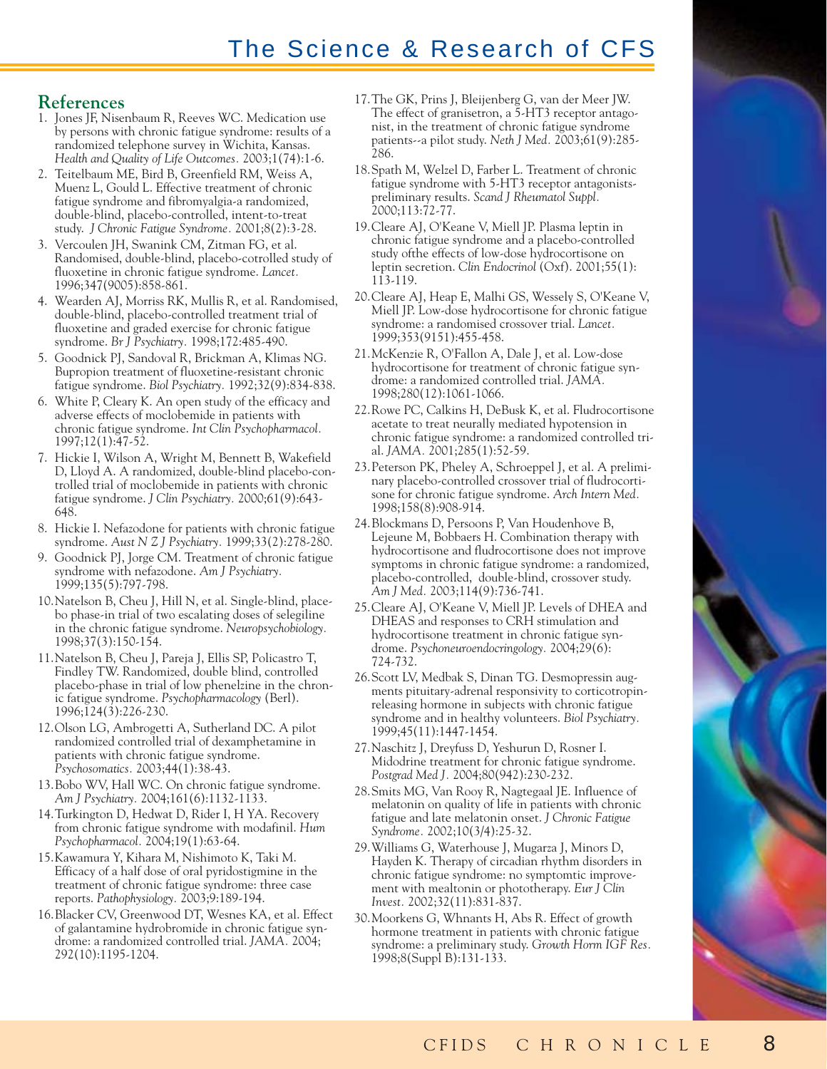## References

1. Jones JF, Nisenbaum R, Reeves WC. Medication use by persons with chronic fatigue syndrome: results of a randomized telephone survey in Wichita, Kansas. *Health and Quality of Life Outcomes.* 2003;1(74):1-6.
2. Teitelbaum ME, Bird B, Greenfield RM, Weiss A, Muenz L, Gould L. Effective treatment of chronic fatigue syndrome and fibromyalgia-a randomized, double-blind, placebo-controlled, intent-to-treat study. *J Chronic Fatigue Syndrome.* 2001;8(2):3-28.
3. Vercoulen JH, Swanink CM, Zitman FG, et al. Randomised, double-blind, placebo-cotrolled study of fluoxetine in chronic fatigue syndrome. *Lancet.* 1996;347(9005):858-861.
4. Wearden AJ, Morriss RK, Mullis R, et al. Randomised, double-blind, placebo-controlled treatment trial of fluoxetine and graded exercise for chronic fatigue syndrome. *Br J Psychiatry.* 1998;172:485-490.
5. Goodnick PJ, Sandoval R, Brickman A, Klimas NG. Bupropion treatment of fluoxetine-resistant chronic fatigue syndrome. *Biol Psychiatry.* 1992;32(9):834-838.
6. White P, Cleary K. An open study of the efficacy and adverse effects of moclobemide in patients with chronic fatigue syndrome. *Int Clin Psychopharmacol.* 1997;12(1):47-52.
7. Hickie I, Wilson A, Wright M, Bennett B, Wakefield D, Lloyd A. A randomized, double-blind placebo-controlled trial of moclobemide in patients with chronic fatigue syndrome. *J Clin Psychiatry.* 2000;61(9):643-648.
8. Hickie I. Nefazodone for patients with chronic fatigue syndrome. *Aust N Z J Psychiatry.* 1999;33(2):278-280.
9. Goodnick PJ, Jorge CM. Treatment of chronic fatigue syndrome with nefazodone. *Am J Psychiatry.* 1999;135(5):797-798.
10. Natelson B, Cheu J, Hill N, et al. Single-blind, placebo phase-in trial of two escalating doses of selegiline in the chronic fatigue syndrome. *Neuropsychobiology.* 1998;37(3):150-154.
11. Natelson B, Cheu J, Pareja J, Ellis SP, Policastro T, Findley TW. Randomized, double blind, controlled placebo-phase in trial of low phenelzine in the chronic fatigue syndrome. *Psychopharmacology* (Berl). 1996;124(3):226-230.
12. Olson LG, Ambrogetti A, Sutherland DC. A pilot randomized controlled trial of dexamphetamine in patients with chronic fatigue syndrome. *Psychosomatics.* 2003;44(1):38-43.
13. Bobo WV, Hall WC. On chronic fatigue syndrome. *Am J Psychiatry.* 2004;161(6):1132-1133.
14. Turkington D, Hedwat D, Rider I, H YA. Recovery from chronic fatigue syndrome with modafinil. *Hum Psychopharmacol.* 2004;19(1):63-64.
15. Kawamura Y, Kihara M, Nishimoto K, Taki M. Efficacy of a half dose of oral pyridostigmine in the treatment of chronic fatigue syndrome: three case reports. *Pathophysiology.* 2003;9:189-194.
16. Blacker CV, Greenwood DT, Wesnes KA, et al. Effect of galantamine hydrobromide in chronic fatigue syndrome: a randomized controlled trial. *JAMA.* 2004; 292(10):1195-1204.
17. The GK, Prins J, Bleijenberg G, van der Meer JW. The effect of granisetron, a 5-HT3 receptor antagonist, in the treatment of chronic fatigue syndrome patients--a pilot study. *Neth J Med.* 2003;61(9):285-286.
18. Spath M, Welzel D, Farber L. Treatment of chronic fatigue syndrome with 5-HT3 receptor antagonists-preliminary results. *Scand J Rheumatol Suppl.* 2000;113:72-77.
19. Cleare AJ, O'Keane V, Miell JP. Plasma leptin in chronic fatigue syndrome and a placebo-controlled study ofthe effects of low-dose hydrocortisone on leptin secretion. *Clin Endocrinol* (Oxf). 2001;55(1): 113-119.
20. Cleare AJ, Heap E, Malhi GS, Wessely S, O'Keane V, Miell JP. Low-dose hydrocortisone for chronic fatigue syndrome: a randomised crossover trial. *Lancet.* 1999;353(9151):455-458.
21. McKenzie R, O'Fallon A, Dale J, et al. Low-dose hydrocortisone for treatment of chronic fatigue syndrome: a randomized controlled trial. *JAMA.* 1998;280(12):1061-1066.
22. Rowe PC, Calkins H, DeBusk K, et al. Fludrocortisone acetate to treat neurally mediated hypotension in chronic fatigue syndrome: a randomized controlled trial. *JAMA.* 2001;285(1):52-59.
23. Peterson PK, Pheley A, Schroeppel J, et al. A preliminary placebo-controlled crossover trial of fludrocortisone for chronic fatigue syndrome. *Arch Intern Med.* 1998;158(8):908-914.
24. Blockmans D, Persoons P, Van Houdenhove B, Lejeune M, Bobbaers H. Combination therapy with hydrocortisone and fludrocortisone does not improve symptoms in chronic fatigue syndrome: a randomized, placebo-controlled, double-blind, crossover study. *Am J Med.* 2003;114(9):736-741.
25. Cleare AJ, O'Keane V, Miell JP. Levels of DHEA and DHEAS and responses to CRH stimulation and hydrocortisone treatment in chronic fatigue syndrome. *Psychoneuroendocringology.* 2004;29(6): 724-732.
26. Scott LV, Medbak S, Dinan TG. Desmopressin augments pituitary-adrenal responsivity to corticotropin-releasing hormone in subjects with chronic fatigue syndrome and in healthy volunteers. *Biol Psychiatry.* 1999;45(11):1447-1454.
27. Naschitz J, Dreyfuss D, Yeshurun D, Rosner I. Midodrine treatment for chronic fatigue syndrome. *Postgrad Med J.* 2004;80(942):230-232.
28. Smits MG, Van Rooy R, Nagtegaal JE. Influence of melatonin on quality of life in patients with chronic fatigue and late melatonin onset. *J Chronic Fatigue Syndrome.* 2002;10(3/4):25-32.
29. Williams G, Waterhouse J, Mugarza J, Minors D, Hayden K. Therapy of circadian rhythm disorders in chronic fatigue syndrome: no symptomtic improvement with mealtonin or phototherapy. *Eur J Clin Invest.* 2002;32(11):831-837.
30. Moorkens G, Whnants H, Abs R. Effect of growth hormone treatment in patients with chronic fatigue syndrome: a preliminary study. *Growth Horm IGF Res.* 1998;8(Suppl B):131-133.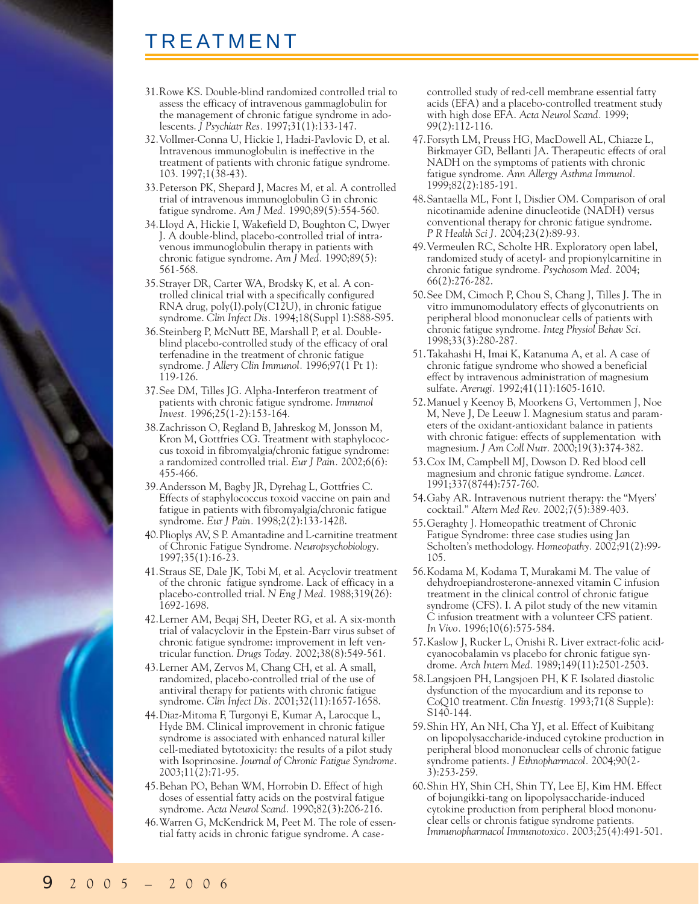31. Rowe KS. Double-blind randomized controlled trial to assess the efficacy of intravenous gammaglobulin for the management of chronic fatigue syndrome in adolescents. *J Psychiatr Res.* 1997;31(1):133-147.
32. Vollmer-Conna U, Hickie I, Hadzi-Pavlovic D, et al. Intravenous immunoglobulin is ineffective in the treatment of patients with chronic fatigue syndrome. 103. 1997;1(38-43).
33. Peterson PK, Shepard J, Macres M, et al. A controlled trial of intravenous immunoglobulin G in chronic fatigue syndrome. *Am J Med.* 1990;89(5):554-560.
34. Lloyd A, Hickie I, Wakefield D, Boughton C, Dwyer J. A double-blind, placebo-controlled trial of intravenous immunoglobulin therapy in patients with chronic fatigue syndrome. *Am J Med.* 1990;89(5): 561-568.
35. Strayer DR, Carter WA, Brodsky K, et al. A controlled clinical trial with a specifically configured RNA drug, poly(I).poly(C12U), in chronic fatigue syndrome. *Clin Infect Dis.* 1994;18(Suppl 1):S88-S95.
36. Steinberg P, McNutt BE, Marshall P, et al. Double-blind placebo-controlled study of the efficacy of oral terfenadine in the treatment of chronic fatigue syndrome. *J Allery Clin Immunol.* 1996;97(1 Pt 1): 119-126.
37. See DM, Tilles JG. Alpha-Interferon treatment of patients with chronic fatigue syndrome. *Immunol Invest.* 1996;25(1-2):153-164.
38. Zachrisson O, Regland B, Jahreskog M, Jonsson M, Kron M, Gottfries CG. Treatment with staphylococcus toxoid in fibromyalgia/chronic fatigue syndrome: a randomized controlled trial. *Eur J Pain.* 2002;6(6): 455-466.
39. Andersson M, Bagby JR, Dyrehag L, Gottfries C. Effects of staphylococcus toxoid vaccine on pain and fatigue in patients with fibromyalgia/chronic fatigue syndrome. *Eur J Pain.* 1998;2(2):133-142ß.
40. Plioplys AV, S P. Amantadine and L-carnitine treatment of Chronic Fatigue Syndrome. *Neuropsychobiology.* 1997;35(1):16-23.
41. Straus SE, Dale JK, Tobi M, et al. Acyclovir treatment of the chronic fatigue syndrome. Lack of efficacy in a placebo-controlled trial. *N Eng J Med.* 1988;319(26): 1692-1698.
42. Lerner AM, Beqaj SH, Deeter RG, et al. A six-month trial of valacyclovir in the Epstein-Barr virus subset of chronic fatigue syndrome: improvement in left ventricular function. *Drugs Today.* 2002;38(8):549-561.
43. Lerner AM, Zervos M, Chang CH, et al. A small, randomized, placebo-controlled trial of the use of antiviral therapy for patients with chronic fatigue syndrome. *Clin Infect Dis.* 2001;32(11):1657-1658.
44. Diaz-Mitoma F, Turgonyi E, Kumar A, Larocque L, Hyde BM. Clinical improvement in chronic fatigue syndrome is associated with enhanced natural killer cell-mediated bytotoxicity: the results of a pilot study with Isoprinosine. *Journal of Chronic Fatigue Syndrome.* 2003;11(2):71-95.
45. Behan PO, Behan WM, Horrobin D. Effect of high doses of essential fatty acids on the postviral fatigue syndrome. *Acta Neurol Scand.* 1990;82(3):206-216.
46. Warren G, McKendrick M, Peet M. The role of essential fatty acids in chronic fatigue syndrome. A case-controlled study of red-cell membrane essential fatty acids (EFA) and a placebo-controlled treatment study with high dose EFA. *Acta Neurol Scand.* 1999; 99(2):112-116.
47. Forsyth LM, Preuss HG, MacDowell AL, Chiazze L, Birkmayer GD, Bellanti JA. Therapeutic effects of oral NADH on the symptoms of patients with chronic fatigue syndrome. *Ann Allergy Asthma Immunol.* 1999;82(2):185-191.
48. Santaella ML, Font I, Disdier OM. Comparison of oral nicotinamide adenine dinucleotide (NADH) versus conventional therapy for chronic fatigue syndrome. *P R Health Sci J.* 2004;23(2):89-93.
49. Vermeulen RC, Scholte HR. Exploratory open label, randomized study of acetyl- and propionylcarnitine in chronic fatigue syndrome. *Psychosom Med.* 2004; 66(2):276-282.
50. See DM, Cimoch P, Chou S, Chang J, Tilles J. The in vitro immunomodulatory effects of glyconutrients on peripheral blood mononuclear cells of patients with chronic fatigue syndrome. *Integ Physiol Behav Sci.* 1998;33(3):280-287.
51. Takahashi H, Imai K, Katanuma A, et al. A case of chronic fatigue syndrome who showed a beneficial effect by intravenous administration of magnesium sulfate. *Arerugi.* 1992;41(11):1605-1610.
52. Manuel y Keenoy B, Moorkens G, Vertommen J, Noe M, Neve J, De Leeuw I. Magnesium status and parameters of the oxidant-antioxidant balance in patients with chronic fatigue: effects of supplementation with magnesium. *J Am Coll Nutr.* 2000;19(3):374-382.
53. Cox IM, Campbell MJ, Dowson D. Red blood cell magnesium and chronic fatigue syndrome. *Lancet.* 1991;337(8744):757-760.
54. Gaby AR. Intravenous nutrient therapy: the "Myers' cocktail." *Altern Med Rev.* 2002;7(5):389-403.
55. Geraghty J. Homeopathic treatment of Chronic Fatigue Syndrome: three case studies using Jan Scholten's methodology. *Homeopathy.* 2002;91(2):99-105.
56. Kodama M, Kodama T, Murakami M. The value of dehydroepiandrosterone-annexed vitamin C infusion treatment in the clinical control of chronic fatigue syndrome (CFS). I. A pilot study of the new vitamin C infusion treatment with a volunteer CFS patient. *In Vivo.* 1996;10(6):575-584.
57. Kaslow J, Rucker L, Onishi R. Liver extract-folic acid-cyanocobalamin vs placebo for chronic fatigue syndrome. *Arch Intern Med.* 1989;149(11):2501-2503.
58. Langsjoen PH, Langsjoen PH, K F. Isolated diastolic dysfunction of the myocardium and its reponse to CoQ10 treatment. *Clin Investig.* 1993;71(8 Supple): S140-144.
59. Shin HY, An NH, Cha YJ, et al. Effect of Kuibitang on lipopolysaccharide-induced cytokine production in peripheral blood mononuclear cells of chronic fatigue syndrome patients. *J Ethnopharmacol.* 2004;90(2-3):253-259.
60. Shin HY, Shin CH, Shin TY, Lee EJ, Kim HM. Effect of bojungikki-tang on lipopolysaccharide-induced cytokine production from peripheral blood mononuclear cells or chronis fatigue syndrome patients. *Immunopharmacol Immunotoxico.* 2003;25(4):491-501.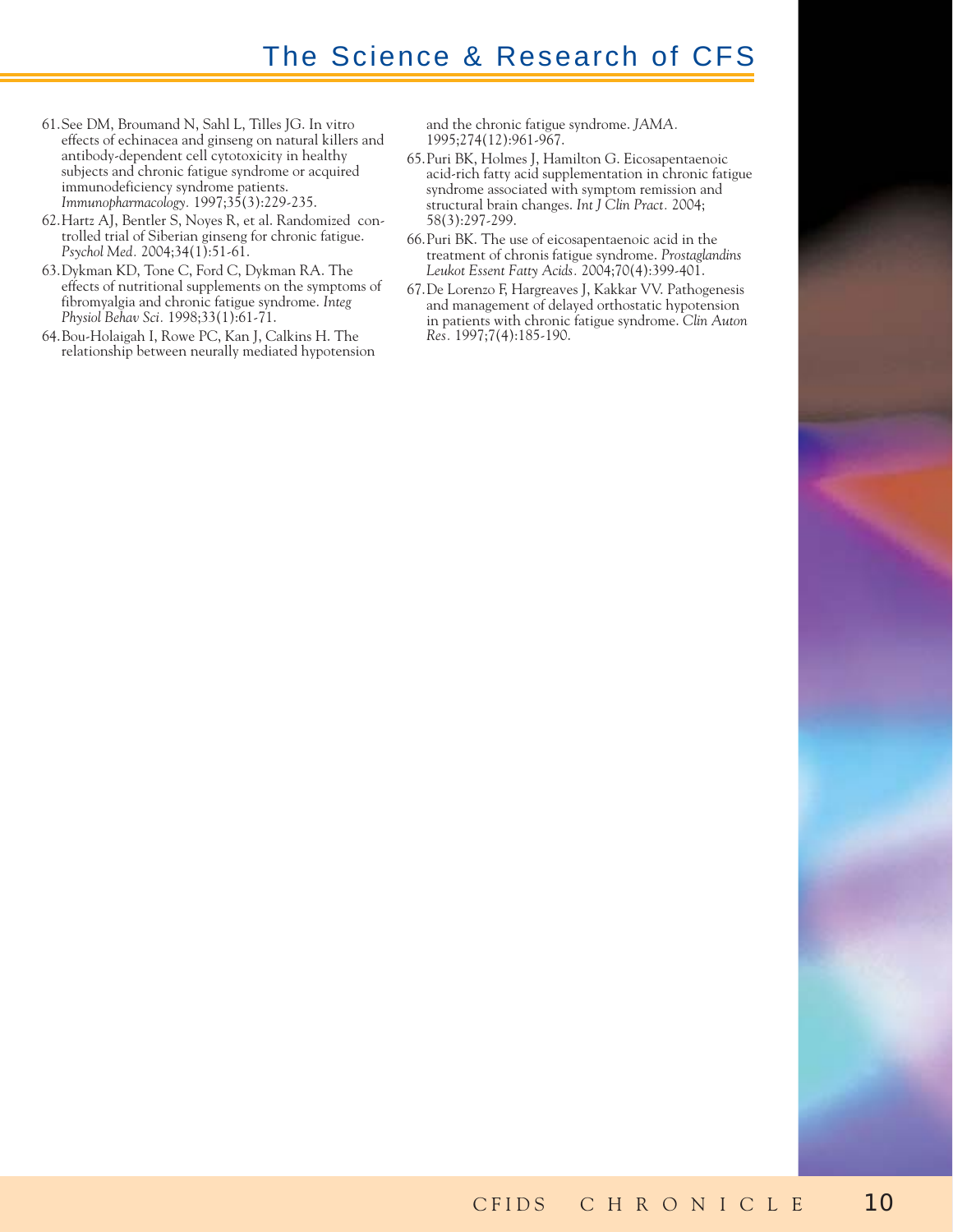61. See DM, Broumand N, Sahl L, Tilles JG. In vitro effects of echinacea and ginseng on natural killers and antibody-dependent cell cytotoxicity in healthy subjects and chronic fatigue syndrome or acquired immunodeficiency syndrome patients. *Immunopharmacology.* 1997;35(3):229-235.
62. Hartz AJ, Bentler S, Noyes R, et al. Randomized controlled trial of Siberian ginseng for chronic fatigue. *Psychol Med.* 2004;34(1):51-61.
63. Dykman KD, Tone C, Ford C, Dykman RA. The effects of nutritional supplements on the symptoms of fibromyalgia and chronic fatigue syndrome. *Integ Physiol Behav Sci.* 1998;33(1):61-71.
64. Bou-Holaigah I, Rowe PC, Kan J, Calkins H. The relationship between neurally mediated hypotension and the chronic fatigue syndrome. *JAMA.* 1995;274(12):961-967.
65. Puri BK, Holmes J, Hamilton G. Eicosapentaenoic acid-rich fatty acid supplementation in chronic fatigue syndrome associated with symptom remission and structural brain changes. *Int J Clin Pract.* 2004; 58(3):297-299.
66. Puri BK. The use of eicosapentaenoic acid in the treatment of chronis fatigue syndrome. *Prostaglandins Leukot Essent Fatty Acids.* 2004;70(4):399-401.
67. De Lorenzo F, Hargreaves J, Kakkar VV. Pathogenesis and management of delayed orthostatic hypotension in patients with chronic fatigue syndrome. *Clin Auton Res.* 1997;7(4):185-190.